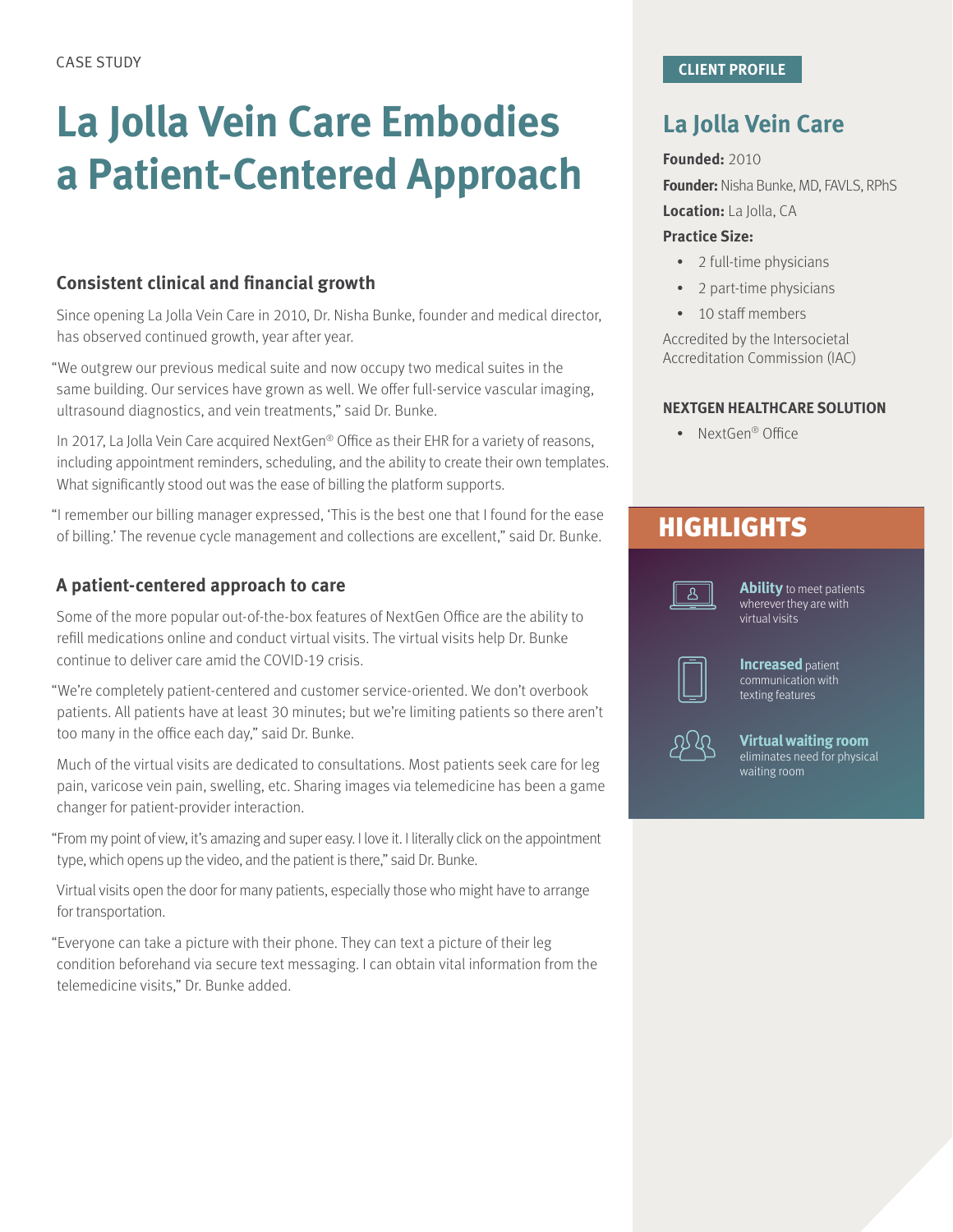CASE STUDY

# La Jolla Vein Care Embodies a Patient-Centered Approach

### Consistent clinical and financial growth

Since opening La Jolla Vein Care in 2010, Dr. Nisha Bunke, founder and medical director, has observed continued growth, year after year.

"We outgrew our previous medical suite and now occupy two medical suites in the same building. Our services have grown as well. We offer full-service vascular imaging, ultrasound diagnostics, and vein treatments," said Dr. Bunke.

In 2017, La Jolla Vein Care acquired NextGen® Office as their EHR for a variety of reasons, including appointment reminders, scheduling, and the ability to create their own templates. What significantly stood out was the ease of billing the platform supports.

"I remember our billing manager expressed, 'This is the best one that I found for the ease of billing.' The revenue cycle management and collections are excellent," said Dr. Bunke.

### A patient-centered approach to care

Some of the more popular out-of-the-box features of NextGen Office are the ability to refill medications online and conduct virtual visits. The virtual visits help Dr. Bunke continue to deliver care amid the COVID-19 crisis.

"We're completely patient-centered and customer service-oriented. We don't overbook patients. All patients have at least 30 minutes; but we're limiting patients so there aren't too many in the office each day," said Dr. Bunke.

Much of the virtual visits are dedicated to consultations. Most patients seek care for leg pain, varicose vein pain, swelling, etc. Sharing images via telemedicine has been a game changer for patient-provider interaction.

"From my point of view, it's amazing and super easy. I love it. I literally click on the appointment type, which opens up the video, and the patient is there," said Dr. Bunke.

Virtual visits open the door for many patients, especially those who might have to arrange for transportation.

"Everyone can take a picture with their phone. They can text a picture of their leg condition beforehand via secure text messaging. I can obtain vital information from the telemedicine visits," Dr. Bunke added.

**CLIENT PROFILE**

## La Jolla Vein Care

**Founded:** 2010

**Founder:** Nisha Bunke, MD, FAVLS, RPhS

**Location:** La Jolla, CA

**Practice Size:**

- 2 full-time physicians
- 2 part-time physicians
- 10 staff members

Accredited by the Intersocietal Accreditation Commission (IAC)

**NEXTGEN HEALTHCARE SOLUTION**

- NextGen® Office

## HIGHLIGHTS

**Ability** to meet patients wherever they are with virtual visits

**Increased** patient communication with texting features

**Virtual waiting room** eliminates need for physical waiting room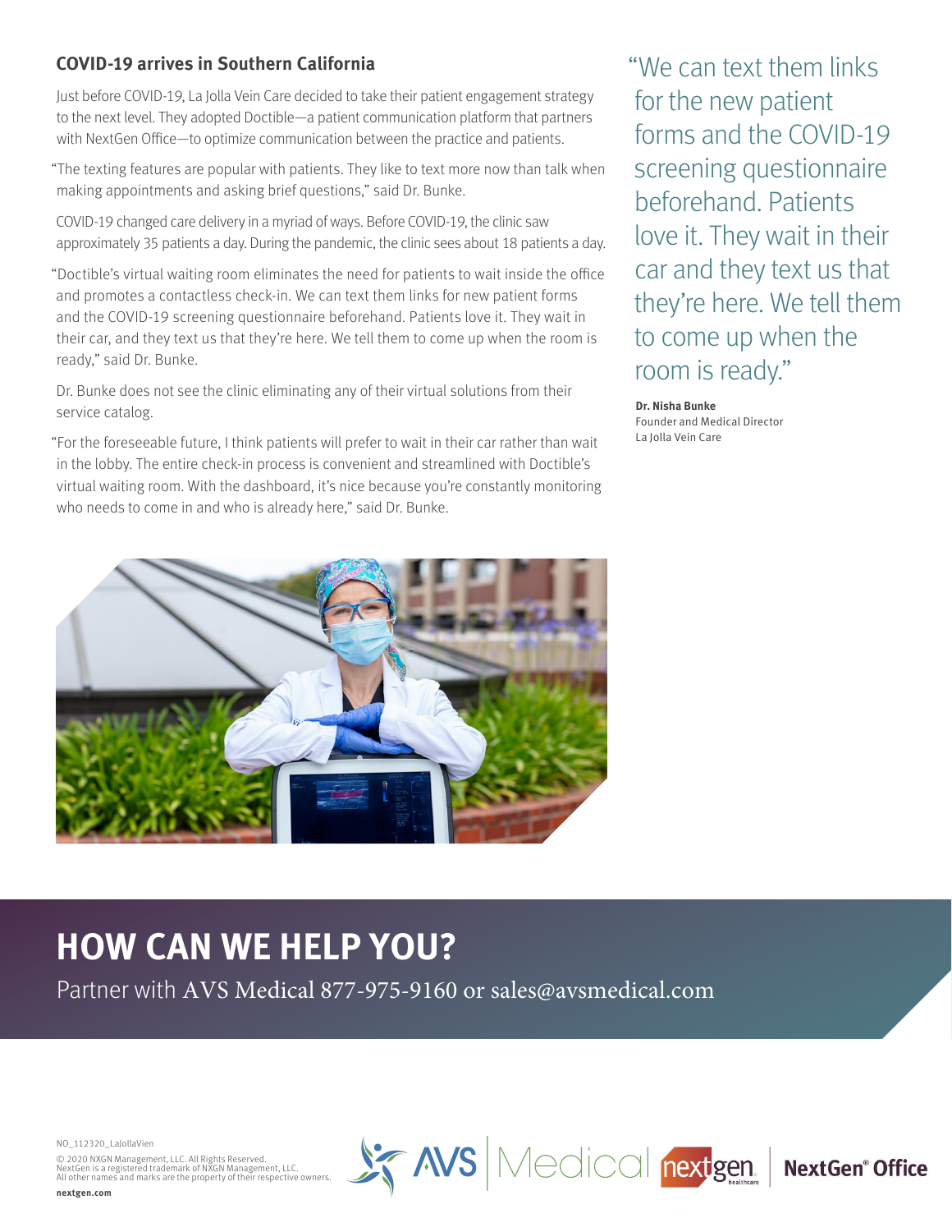## COVID-19 arrives in Southern California

Just before COVID-19, La Jolla Vein Care decided to take their patient engagement strategy to the next level. They adopted Doctible—a patient communication platform that partners with NextGen Office—to optimize communication between the practice and patients.

"The texting features are popular with patients. They like to text more now than talk when making appointments and asking brief questions," said Dr. Bunke.

COVID-19 changed care delivery in a myriad of ways. Before COVID-19, the clinic saw approximately 35 patients a day. During the pandemic, the clinic sees about 18 patients a day.

"Doctible's virtual waiting room eliminates the need for patients to wait inside the office and promotes a contactless check-in. We can text them links for new patient forms and the COVID-19 screening questionnaire beforehand. Patients love it. They wait in their car, and they text us that they're here. We tell them to come up when the room is ready," said Dr. Bunke.

Dr. Bunke does not see the clinic eliminating any of their virtual solutions from their service catalog.

"For the foreseeable future, I think patients will prefer to wait in their car rather than wait in the lobby. The entire check-in process is convenient and streamlined with Doctible's virtual waiting room. With the dashboard, it's nice because you're constantly monitoring who needs to come in and who is already here," said Dr. Bunke.

> "We can text them links for the new patient forms and the COVID-19 screening questionnaire beforehand. Patients love it. They wait in their car and they text us that they're here. We tell them to come up when the room is ready."

**Dr. Nisha Bunke**
Founder and Medical Director
La Jolla Vein Care

# HOW CAN WE HELP YOU?

Partner with AVS Medical 877-975-9160 or sales@avsmedical.com

NO_112320_LaJollaVien

© 2020 NXGN Management, LLC. All Rights Reserved.
NextGen is a registered trademark of NXGN Management, LLC.
All other names and marks are the property of their respective owners.

**nextgen.com**

AVS Medical | nextgen healthcare | NextGen® Office